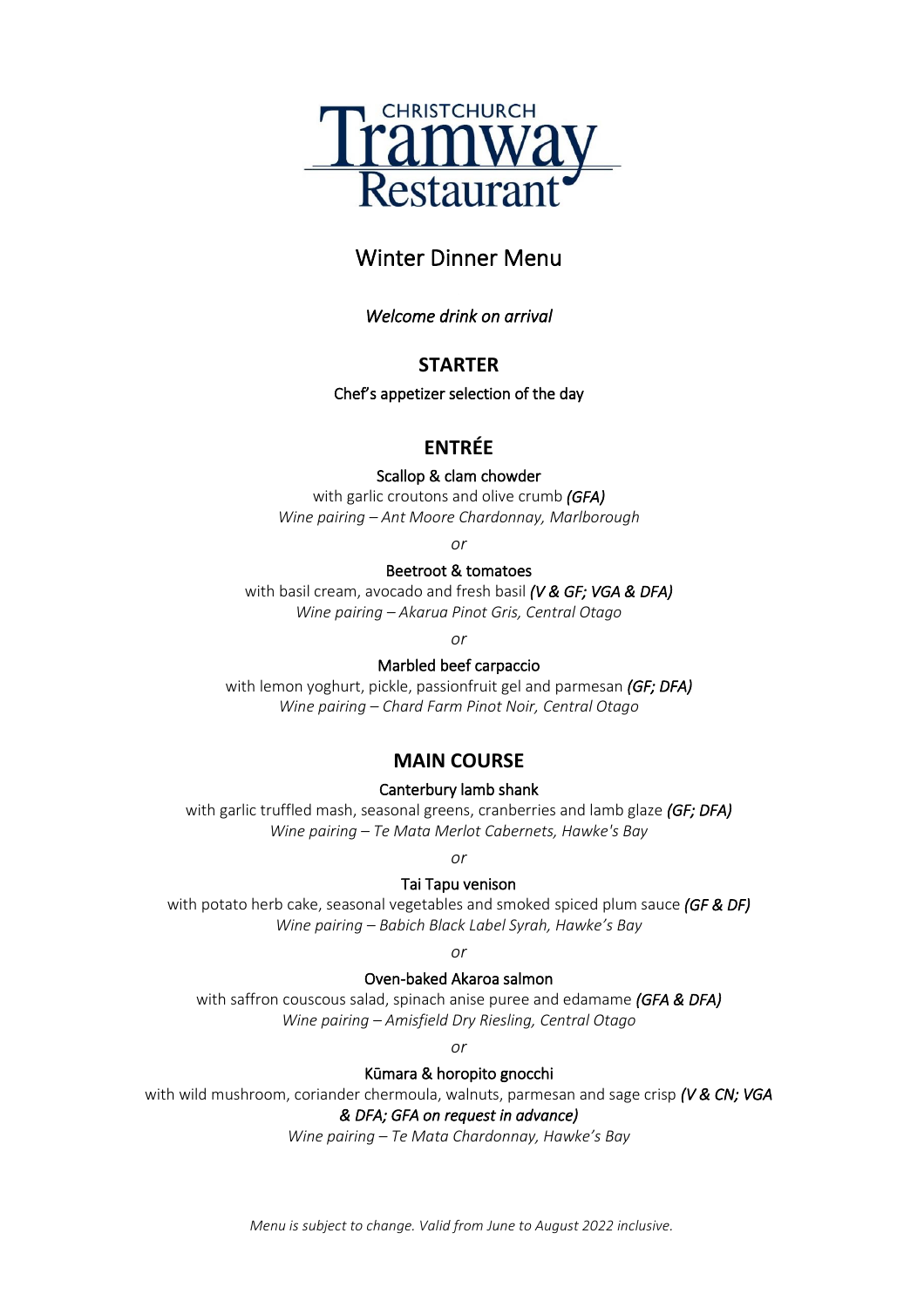# CHRISTCHURCH Tramway Restaurant

## Winter Dinner Menu

*Welcome drink on arrival*

### STARTER

Chef's appetizer selection of the day

### ENTRÉE

Scallop & clam chowder
with garlic croutons and olive crumb ***(GFA)***
*Wine pairing – Ant Moore Chardonnay, Marlborough*

*or*

Beetroot & tomatoes
with basil cream, avocado and fresh basil ***(V & GF; VGA & DFA)***
*Wine pairing – Akarua Pinot Gris, Central Otago*

*or*

Marbled beef carpaccio
with lemon yoghurt, pickle, passionfruit gel and parmesan ***(GF; DFA)***
*Wine pairing – Chard Farm Pinot Noir, Central Otago*

### MAIN COURSE

Canterbury lamb shank
with garlic truffled mash, seasonal greens, cranberries and lamb glaze ***(GF; DFA)***
*Wine pairing – Te Mata Merlot Cabernets, Hawke's Bay*

*or*

Tai Tapu venison
with potato herb cake, seasonal vegetables and smoked spiced plum sauce ***(GF & DF)***
*Wine pairing – Babich Black Label Syrah, Hawke's Bay*

*or*

Oven-baked Akaroa salmon
with saffron couscous salad, spinach anise puree and edamame ***(GFA & DFA)***
*Wine pairing – Amisfield Dry Riesling, Central Otago*

*or*

Kūmara & horopito gnocchi
with wild mushroom, coriander chermoula, walnuts, parmesan and sage crisp ***(V & CN; VGA & DFA; GFA on request in advance)***
*Wine pairing – Te Mata Chardonnay, Hawke's Bay*

*Menu is subject to change. Valid from June to August 2022 inclusive.*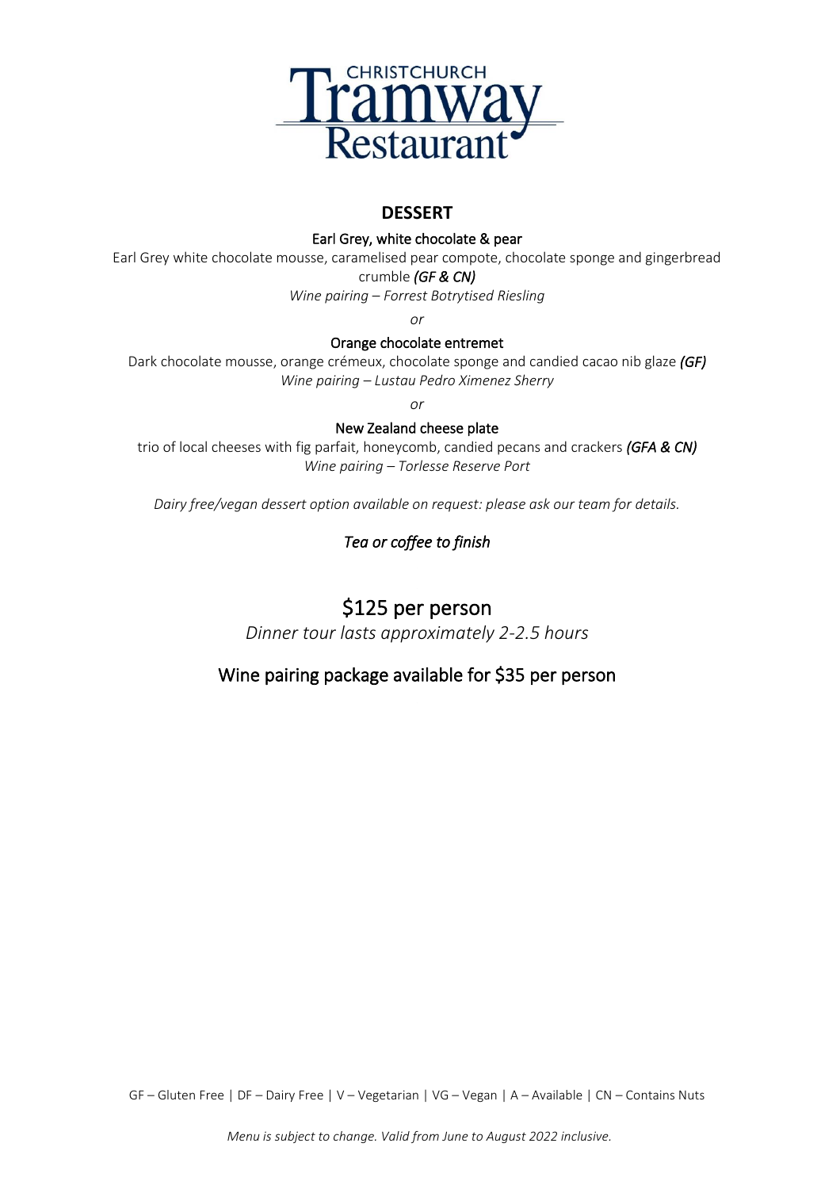CHRISTCHURCH
Tramway
Restaurant

## DESSERT

**Earl Grey, white chocolate & pear**

Earl Grey white chocolate mousse, caramelised pear compote, chocolate sponge and gingerbread crumble ***(GF & CN)***

*Wine pairing – Forrest Botrytised Riesling*

*or*

**Orange chocolate entremet**

Dark chocolate mousse, orange crémeux, chocolate sponge and candied cacao nib glaze ***(GF)***

*Wine pairing – Lustau Pedro Ximenez Sherry*

*or*

**New Zealand cheese plate**

trio of local cheeses with fig parfait, honeycomb, candied pecans and crackers ***(GFA & CN)***

*Wine pairing – Torlesse Reserve Port*

*Dairy free/vegan dessert option available on request: please ask our team for details.*

*Tea or coffee to finish*

## $125 per person

*Dinner tour lasts approximately 2-2.5 hours*

### Wine pairing package available for $35 per person

GF – Gluten Free | DF – Dairy Free | V – Vegetarian | VG – Vegan | A – Available | CN – Contains Nuts

*Menu is subject to change. Valid from June to August 2022 inclusive.*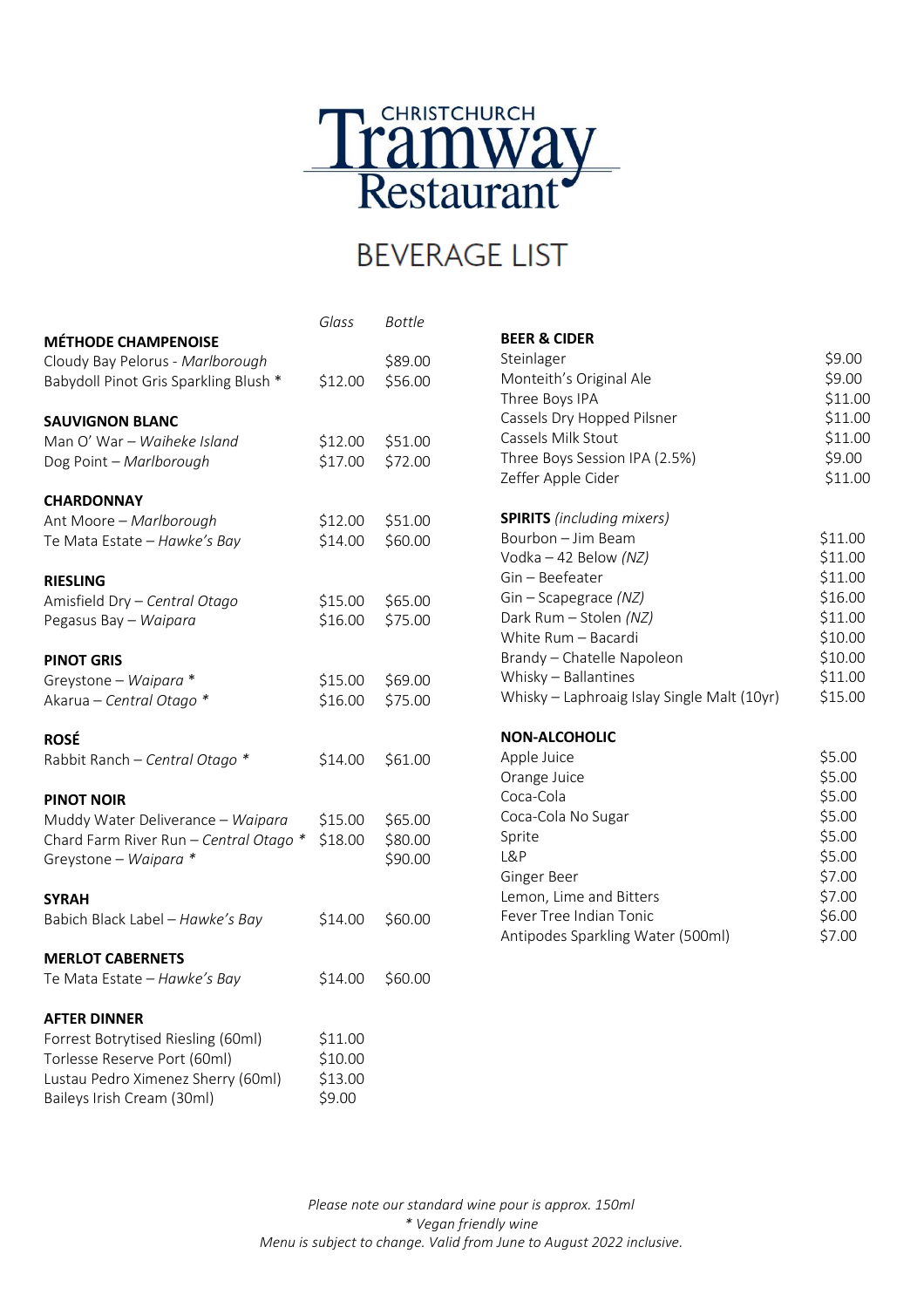# CHRISTCHURCH Tramway Restaurant

## BEVERAGE LIST

| | *Glass* | *Bottle* |
|---|---|---|
| **MÉTHODE CHAMPENOISE** | | |
| Cloudy Bay Pelorus - *Marlborough* | | $89.00 |
| Babydoll Pinot Gris Sparkling Blush * | $12.00 | $56.00 |
| **SAUVIGNON BLANC** | | |
| Man O' War – *Waiheke Island* | $12.00 | $51.00 |
| Dog Point – *Marlborough* | $17.00 | $72.00 |
| **CHARDONNAY** | | |
| Ant Moore – *Marlborough* | $12.00 | $51.00 |
| Te Mata Estate – *Hawke's Bay* | $14.00 | $60.00 |
| **RIESLING** | | |
| Amisfield Dry – *Central Otago* | $15.00 | $65.00 |
| Pegasus Bay – *Waipara* | $16.00 | $75.00 |
| **PINOT GRIS** | | |
| Greystone – *Waipara* * | $15.00 | $69.00 |
| Akarua – *Central Otago* * | $16.00 | $75.00 |
| **ROSÉ** | | |
| Rabbit Ranch – *Central Otago* * | $14.00 | $61.00 |
| **PINOT NOIR** | | |
| Muddy Water Deliverance – *Waipara* | $15.00 | $65.00 |
| Chard Farm River Run – *Central Otago* * | $18.00 | $80.00 |
| Greystone – *Waipara* * | | $90.00 |
| **SYRAH** | | |
| Babich Black Label – *Hawke's Bay* | $14.00 | $60.00 |
| **MERLOT CABERNETS** | | |
| Te Mata Estate – *Hawke's Bay* | $14.00 | $60.00 |
| **AFTER DINNER** | | |
| Forrest Botrytised Riesling (60ml) | $11.00 | |
| Torlesse Reserve Port (60ml) | $10.00 | |
| Lustau Pedro Ximenez Sherry (60ml) | $13.00 | |
| Baileys Irish Cream (30ml) | $9.00 | |

| | |
|---|---|
| **BEER & CIDER** | |
| Steinlager | $9.00 |
| Monteith's Original Ale | $9.00 |
| Three Boys IPA | $11.00 |
| Cassels Dry Hopped Pilsner | $11.00 |
| Cassels Milk Stout | $11.00 |
| Three Boys Session IPA (2.5%) | $9.00 |
| Zeffer Apple Cider | $11.00 |
| **SPIRITS** *(including mixers)* | |
| Bourbon – Jim Beam | $11.00 |
| Vodka – 42 Below *(NZ)* | $11.00 |
| Gin – Beefeater | $11.00 |
| Gin – Scapegrace *(NZ)* | $16.00 |
| Dark Rum – Stolen *(NZ)* | $11.00 |
| White Rum – Bacardi | $10.00 |
| Brandy – Chatelle Napoleon | $10.00 |
| Whisky – Ballantines | $11.00 |
| Whisky – Laphroaig Islay Single Malt (10yr) | $15.00 |
| **NON-ALCOHOLIC** | |
| Apple Juice | $5.00 |
| Orange Juice | $5.00 |
| Coca-Cola | $5.00 |
| Coca-Cola No Sugar | $5.00 |
| Sprite | $5.00 |
| L&P | $5.00 |
| Ginger Beer | $7.00 |
| Lemon, Lime and Bitters | $7.00 |
| Fever Tree Indian Tonic | $6.00 |
| Antipodes Sparkling Water (500ml) | $7.00 |

*Please note our standard wine pour is approx. 150ml*
*\* Vegan friendly wine*
*Menu is subject to change. Valid from June to August 2022 inclusive.*